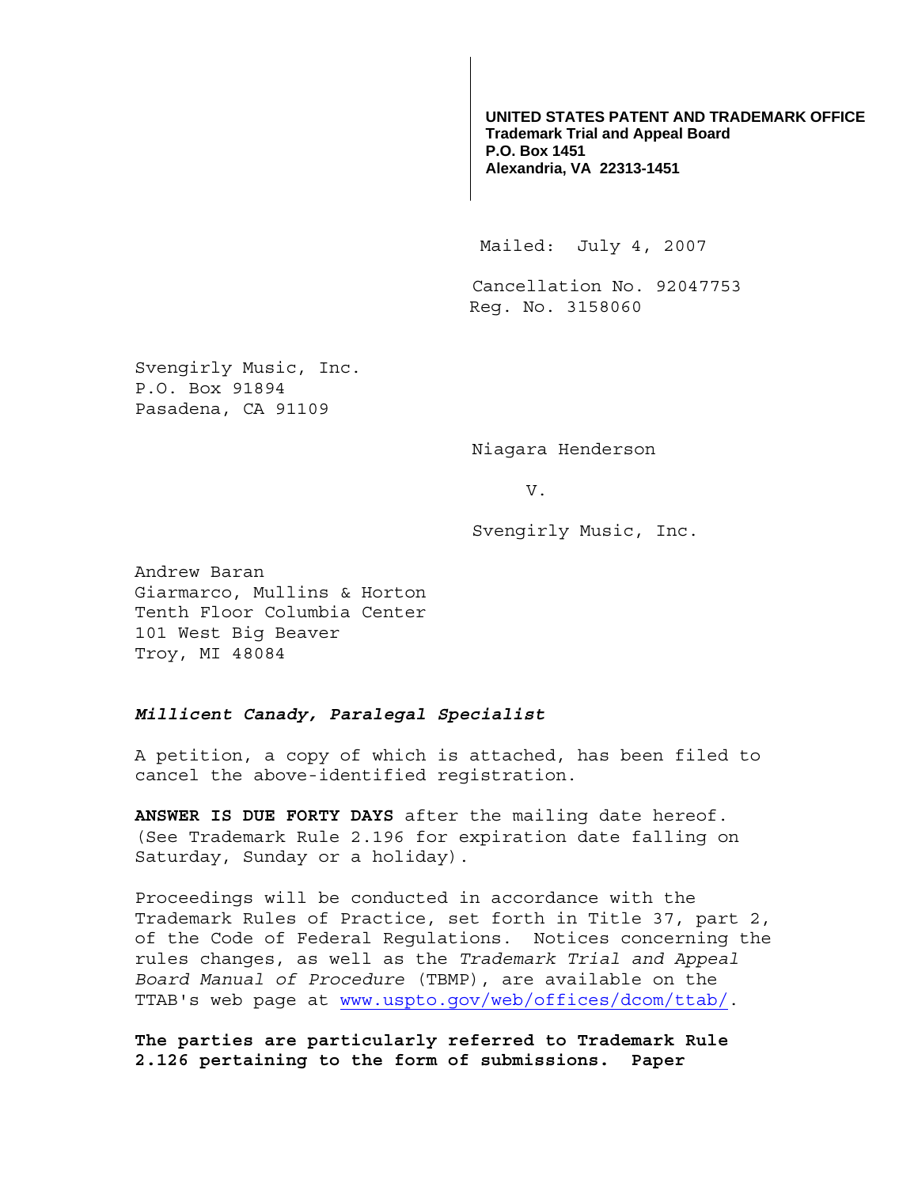**UNITED STATES PATENT AND TRADEMARK OFFICE**
**Trademark Trial and Appeal Board**
**P.O. Box 1451**
**Alexandria, VA 22313-1451**

Mailed: July 4, 2007

Cancellation No. 92047753
Reg. No. 3158060

Svengirly Music, Inc.
P.O. Box 91894
Pasadena, CA 91109

Niagara Henderson

v.

Svengirly Music, Inc.

Andrew Baran
Giarmarco, Mullins & Horton
Tenth Floor Columbia Center
101 West Big Beaver
Troy, MI 48084

***Millicent Canady, Paralegal Specialist***

A petition, a copy of which is attached, has been filed to cancel the above-identified registration.

**ANSWER IS DUE FORTY DAYS** after the mailing date hereof. (See Trademark Rule 2.196 for expiration date falling on Saturday, Sunday or a holiday).

Proceedings will be conducted in accordance with the Trademark Rules of Practice, set forth in Title 37, part 2, of the Code of Federal Regulations. Notices concerning the rules changes, as well as the *Trademark Trial and Appeal Board Manual of Procedure* (TBMP), are available on the TTAB's web page at www.uspto.gov/web/offices/dcom/ttab/.

**The parties are particularly referred to Trademark Rule 2.126 pertaining to the form of submissions. Paper**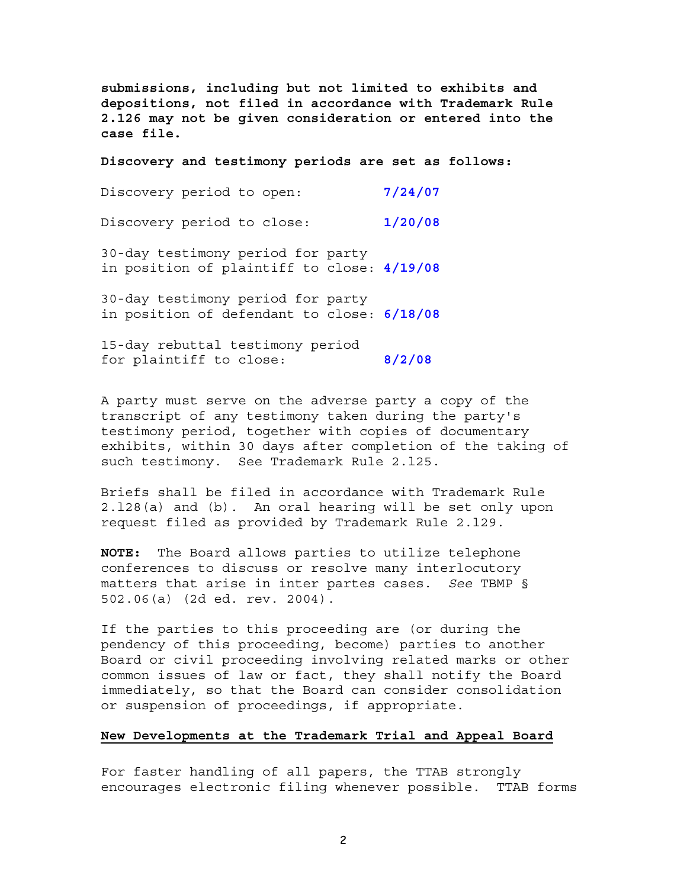**submissions, including but not limited to exhibits and depositions, not filed in accordance with Trademark Rule 2.126 may not be given consideration or entered into the case file.**

**Discovery and testimony periods are set as follows:**

| | |
|---|---|
| Discovery period to open: | **7/24/07** |
| Discovery period to close: | **1/20/08** |
| 30-day testimony period for party in position of plaintiff to close: | **4/19/08** |
| 30-day testimony period for party in position of defendant to close: | **6/18/08** |
| 15-day rebuttal testimony period for plaintiff to close: | **8/2/08** |

A party must serve on the adverse party a copy of the transcript of any testimony taken during the party's testimony period, together with copies of documentary exhibits, within 30 days after completion of the taking of such testimony. See Trademark Rule 2.125.

Briefs shall be filed in accordance with Trademark Rule 2.128(a) and (b). An oral hearing will be set only upon request filed as provided by Trademark Rule 2.129.

**NOTE:** The Board allows parties to utilize telephone conferences to discuss or resolve many interlocutory matters that arise in inter partes cases. *See* TBMP § 502.06(a) (2d ed. rev. 2004).

If the parties to this proceeding are (or during the pendency of this proceeding, become) parties to another Board or civil proceeding involving related marks or other common issues of law or fact, they shall notify the Board immediately, so that the Board can consider consolidation or suspension of proceedings, if appropriate.

**New Developments at the Trademark Trial and Appeal Board**

For faster handling of all papers, the TTAB strongly encourages electronic filing whenever possible. TTAB forms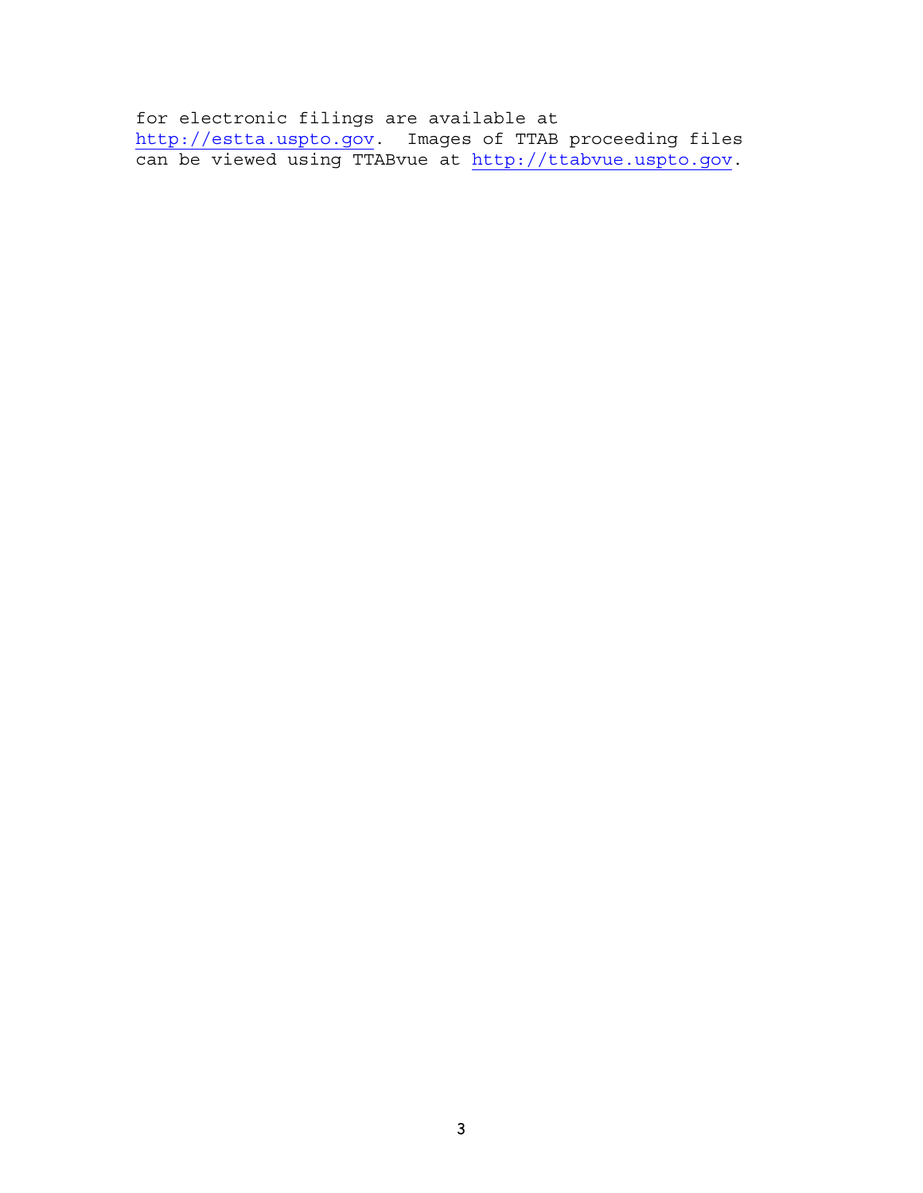for electronic filings are available at http://estta.uspto.gov. Images of TTAB proceeding files can be viewed using TTABvue at http://ttabvue.uspto.gov.